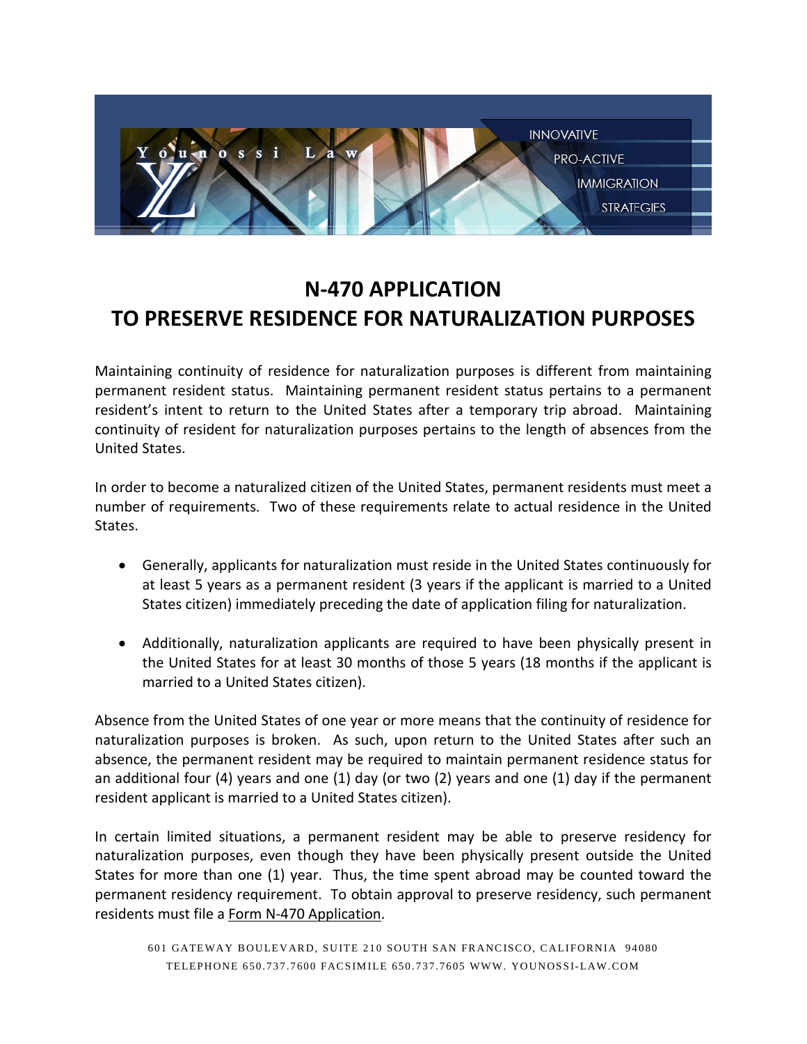# N-470 APPLICATION
# TO PRESERVE RESIDENCE FOR NATURALIZATION PURPOSES

Maintaining continuity of residence for naturalization purposes is different from maintaining permanent resident status. Maintaining permanent resident status pertains to a permanent resident's intent to return to the United States after a temporary trip abroad. Maintaining continuity of resident for naturalization purposes pertains to the length of absences from the United States.

In order to become a naturalized citizen of the United States, permanent residents must meet a number of requirements. Two of these requirements relate to actual residence in the United States.

- Generally, applicants for naturalization must reside in the United States continuously for at least 5 years as a permanent resident (3 years if the applicant is married to a United States citizen) immediately preceding the date of application filing for naturalization.

- Additionally, naturalization applicants are required to have been physically present in the United States for at least 30 months of those 5 years (18 months if the applicant is married to a United States citizen).

Absence from the United States of one year or more means that the continuity of residence for naturalization purposes is broken. As such, upon return to the United States after such an absence, the permanent resident may be required to maintain permanent residence status for an additional four (4) years and one (1) day (or two (2) years and one (1) day if the permanent resident applicant is married to a United States citizen).

In certain limited situations, a permanent resident may be able to preserve residency for naturalization purposes, even though they have been physically present outside the United States for more than one (1) year. Thus, the time spent abroad may be counted toward the permanent residency requirement. To obtain approval to preserve residency, such permanent residents must file a Form N-470 Application.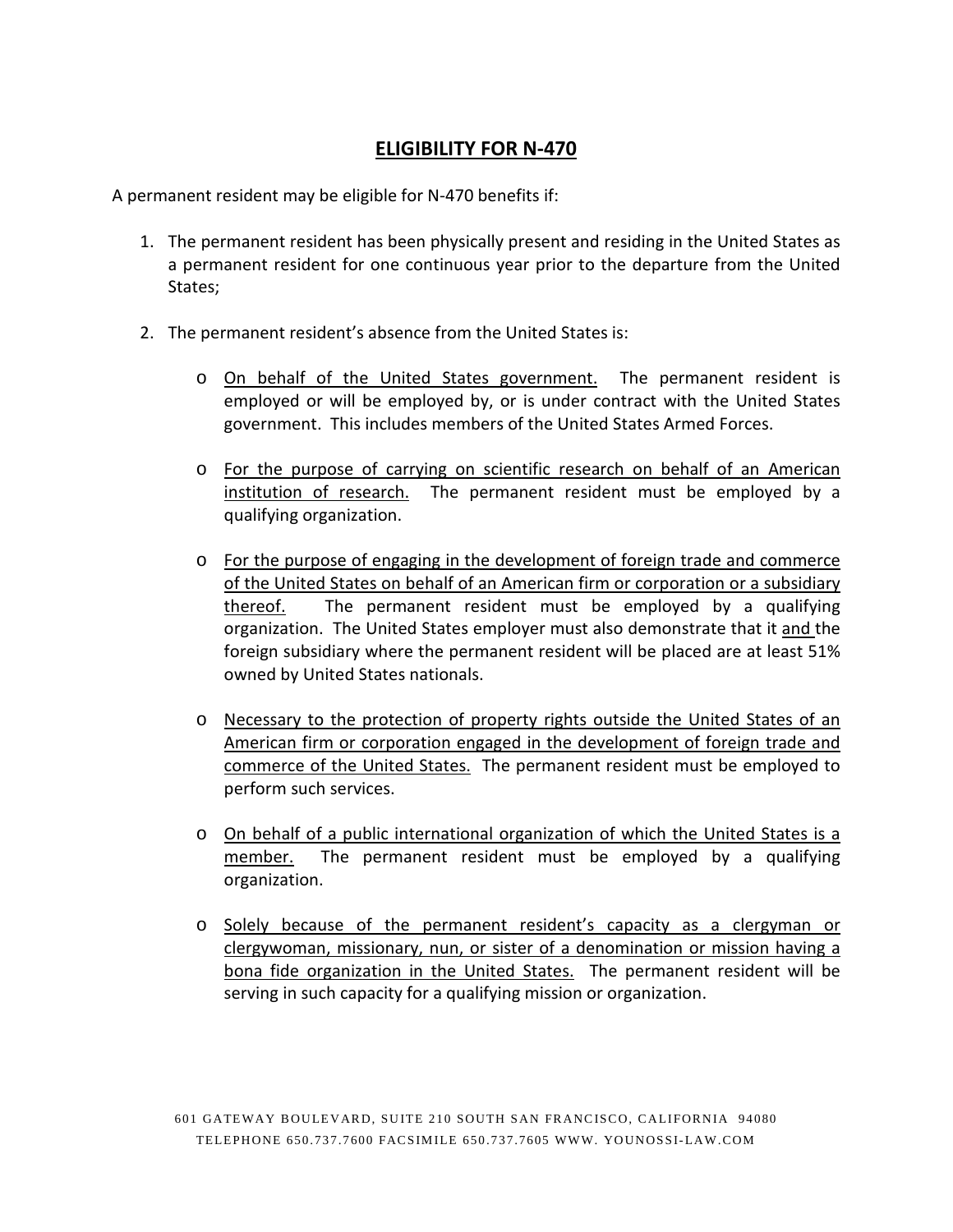# ELIGIBILITY FOR N-470

A permanent resident may be eligible for N-470 benefits if:

1. The permanent resident has been physically present and residing in the United States as a permanent resident for one continuous year prior to the departure from the United States;

2. The permanent resident's absence from the United States is:

   - <u>On behalf of the United States government.</u> The permanent resident is employed or will be employed by, or is under contract with the United States government. This includes members of the United States Armed Forces.

   - <u>For the purpose of carrying on scientific research on behalf of an American institution of research.</u> The permanent resident must be employed by a qualifying organization.

   - <u>For the purpose of engaging in the development of foreign trade and commerce of the United States on behalf of an American firm or corporation or a subsidiary thereof.</u> The permanent resident must be employed by a qualifying organization. The United States employer must also demonstrate that it <u>and</u> the foreign subsidiary where the permanent resident will be placed are at least 51% owned by United States nationals.

   - <u>Necessary to the protection of property rights outside the United States of an American firm or corporation engaged in the development of foreign trade and commerce of the United States.</u> The permanent resident must be employed to perform such services.

   - <u>On behalf of a public international organization of which the United States is a member.</u> The permanent resident must be employed by a qualifying organization.

   - <u>Solely because of the permanent resident's capacity as a clergyman or clergywoman, missionary, nun, or sister of a denomination or mission having a bona fide organization in the United States.</u> The permanent resident will be serving in such capacity for a qualifying mission or organization.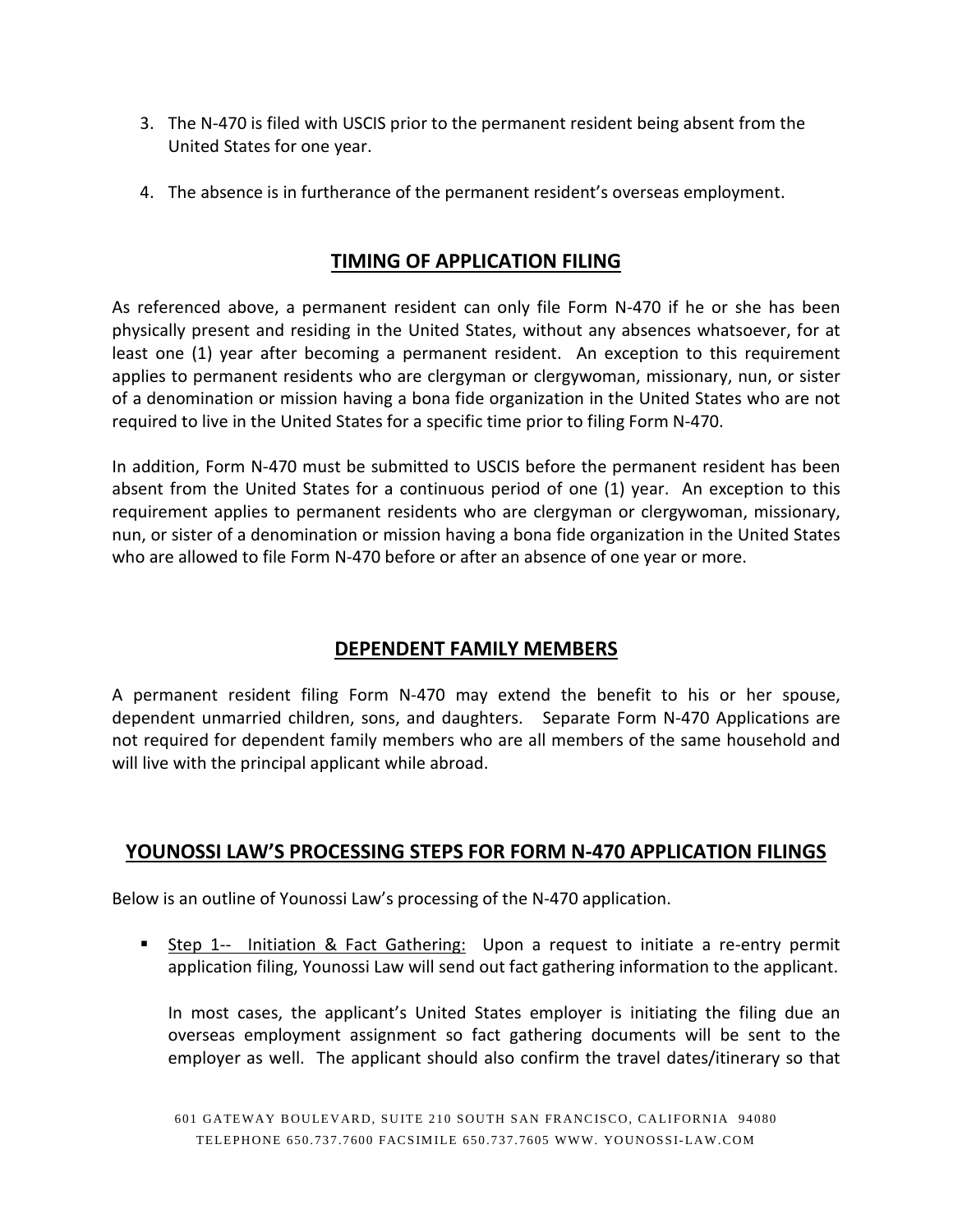3. The N-470 is filed with USCIS prior to the permanent resident being absent from the United States for one year.

4. The absence is in furtherance of the permanent resident's overseas employment.

## TIMING OF APPLICATION FILING

As referenced above, a permanent resident can only file Form N-470 if he or she has been physically present and residing in the United States, without any absences whatsoever, for at least one (1) year after becoming a permanent resident. An exception to this requirement applies to permanent residents who are clergyman or clergywoman, missionary, nun, or sister of a denomination or mission having a bona fide organization in the United States who are not required to live in the United States for a specific time prior to filing Form N-470.

In addition, Form N-470 must be submitted to USCIS before the permanent resident has been absent from the United States for a continuous period of one (1) year. An exception to this requirement applies to permanent residents who are clergyman or clergywoman, missionary, nun, or sister of a denomination or mission having a bona fide organization in the United States who are allowed to file Form N-470 before or after an absence of one year or more.

## DEPENDENT FAMILY MEMBERS

A permanent resident filing Form N-470 may extend the benefit to his or her spouse, dependent unmarried children, sons, and daughters. Separate Form N-470 Applications are not required for dependent family members who are all members of the same household and will live with the principal applicant while abroad.

## YOUNOSSI LAW'S PROCESSING STEPS FOR FORM N-470 APPLICATION FILINGS

Below is an outline of Younossi Law's processing of the N-470 application.

- Step 1-- Initiation & Fact Gathering: Upon a request to initiate a re-entry permit application filing, Younossi Law will send out fact gathering information to the applicant.

  In most cases, the applicant's United States employer is initiating the filing due an overseas employment assignment so fact gathering documents will be sent to the employer as well. The applicant should also confirm the travel dates/itinerary so that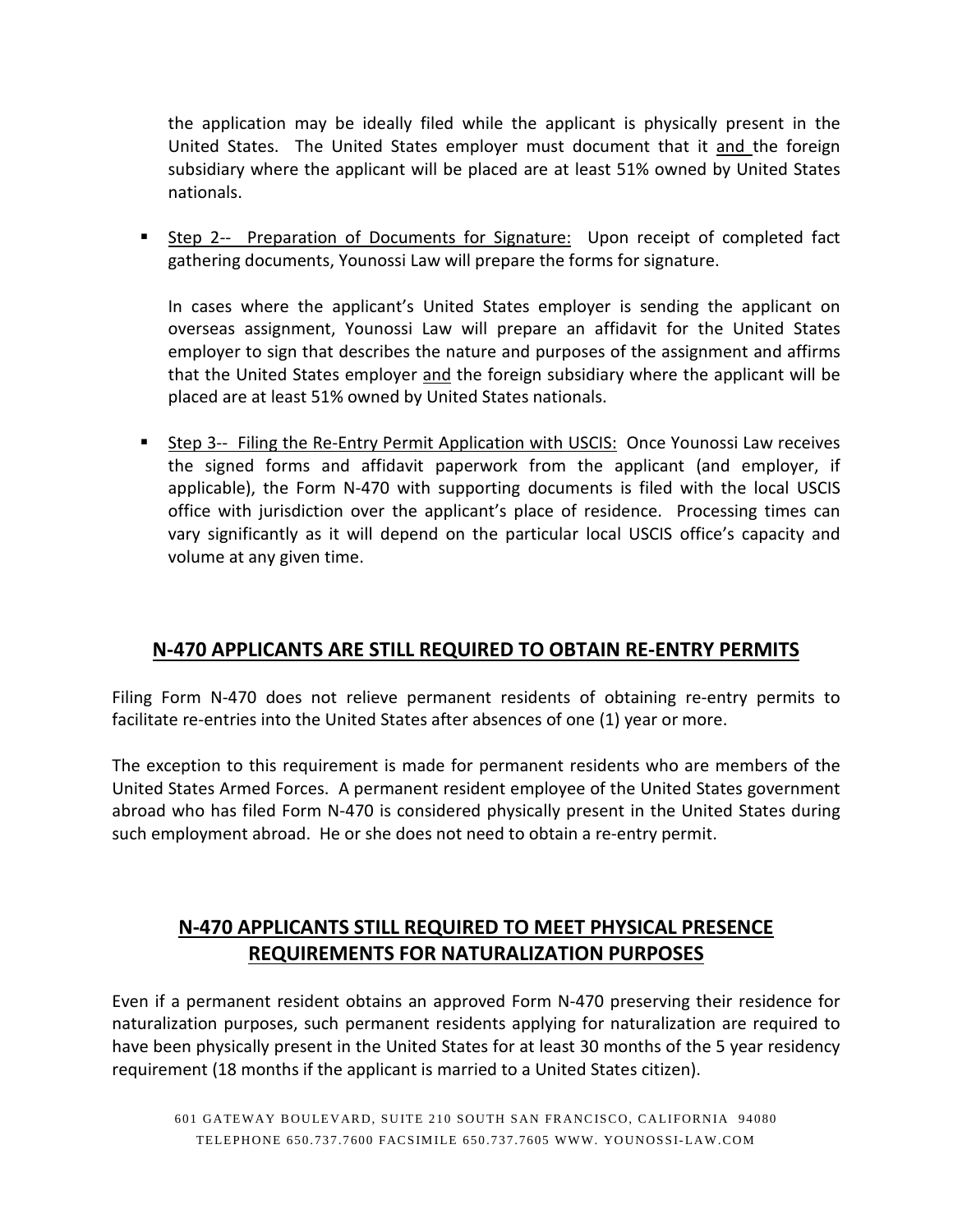the application may be ideally filed while the applicant is physically present in the United States. The United States employer must document that it and the foreign subsidiary where the applicant will be placed are at least 51% owned by United States nationals.

- Step 2-- Preparation of Documents for Signature: Upon receipt of completed fact gathering documents, Younossi Law will prepare the forms for signature.

  In cases where the applicant's United States employer is sending the applicant on overseas assignment, Younossi Law will prepare an affidavit for the United States employer to sign that describes the nature and purposes of the assignment and affirms that the United States employer and the foreign subsidiary where the applicant will be placed are at least 51% owned by United States nationals.

- Step 3-- Filing the Re-Entry Permit Application with USCIS: Once Younossi Law receives the signed forms and affidavit paperwork from the applicant (and employer, if applicable), the Form N-470 with supporting documents is filed with the local USCIS office with jurisdiction over the applicant's place of residence. Processing times can vary significantly as it will depend on the particular local USCIS office's capacity and volume at any given time.

## N-470 APPLICANTS ARE STILL REQUIRED TO OBTAIN RE-ENTRY PERMITS

Filing Form N-470 does not relieve permanent residents of obtaining re-entry permits to facilitate re-entries into the United States after absences of one (1) year or more.

The exception to this requirement is made for permanent residents who are members of the United States Armed Forces. A permanent resident employee of the United States government abroad who has filed Form N-470 is considered physically present in the United States during such employment abroad. He or she does not need to obtain a re-entry permit.

## N-470 APPLICANTS STILL REQUIRED TO MEET PHYSICAL PRESENCE REQUIREMENTS FOR NATURALIZATION PURPOSES

Even if a permanent resident obtains an approved Form N-470 preserving their residence for naturalization purposes, such permanent residents applying for naturalization are required to have been physically present in the United States for at least 30 months of the 5 year residency requirement (18 months if the applicant is married to a United States citizen).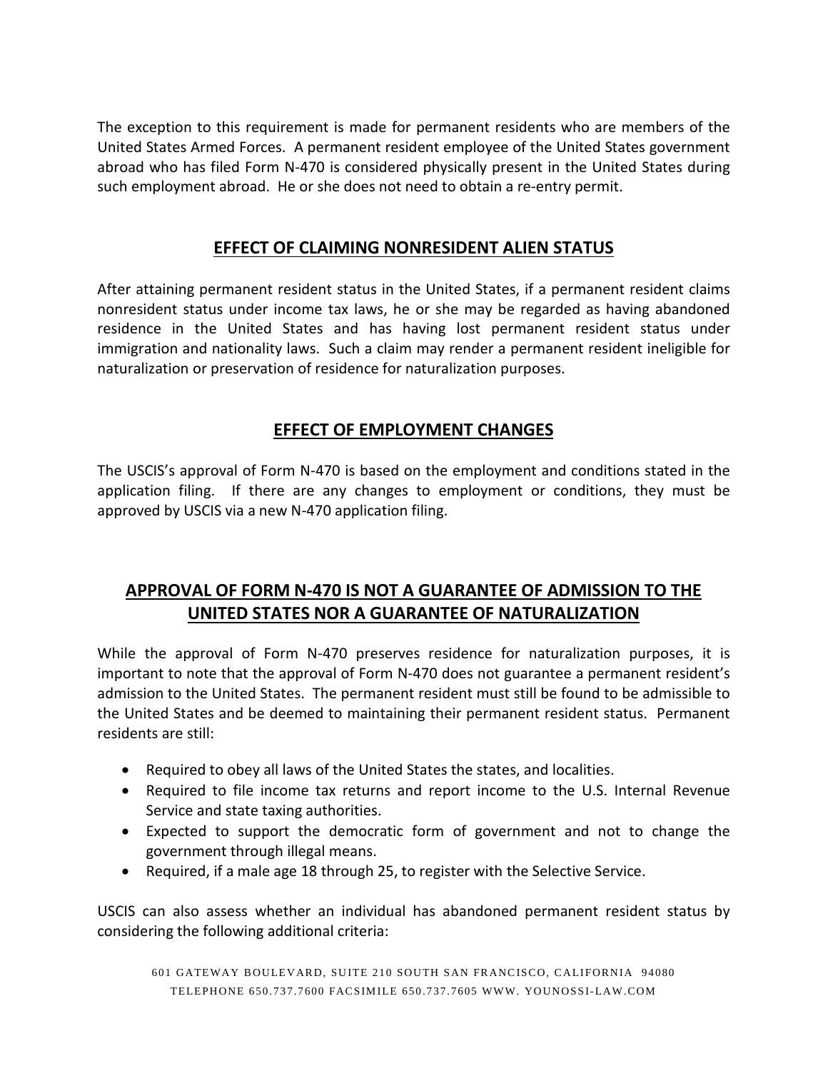The exception to this requirement is made for permanent residents who are members of the United States Armed Forces. A permanent resident employee of the United States government abroad who has filed Form N-470 is considered physically present in the United States during such employment abroad. He or she does not need to obtain a re-entry permit.

## EFFECT OF CLAIMING NONRESIDENT ALIEN STATUS

After attaining permanent resident status in the United States, if a permanent resident claims nonresident status under income tax laws, he or she may be regarded as having abandoned residence in the United States and has having lost permanent resident status under immigration and nationality laws. Such a claim may render a permanent resident ineligible for naturalization or preservation of residence for naturalization purposes.

## EFFECT OF EMPLOYMENT CHANGES

The USCIS's approval of Form N-470 is based on the employment and conditions stated in the application filing. If there are any changes to employment or conditions, they must be approved by USCIS via a new N-470 application filing.

## APPROVAL OF FORM N-470 IS NOT A GUARANTEE OF ADMISSION TO THE UNITED STATES NOR A GUARANTEE OF NATURALIZATION

While the approval of Form N-470 preserves residence for naturalization purposes, it is important to note that the approval of Form N-470 does not guarantee a permanent resident's admission to the United States. The permanent resident must still be found to be admissible to the United States and be deemed to maintaining their permanent resident status. Permanent residents are still:

- Required to obey all laws of the United States the states, and localities.
- Required to file income tax returns and report income to the U.S. Internal Revenue Service and state taxing authorities.
- Expected to support the democratic form of government and not to change the government through illegal means.
- Required, if a male age 18 through 25, to register with the Selective Service.

USCIS can also assess whether an individual has abandoned permanent resident status by considering the following additional criteria: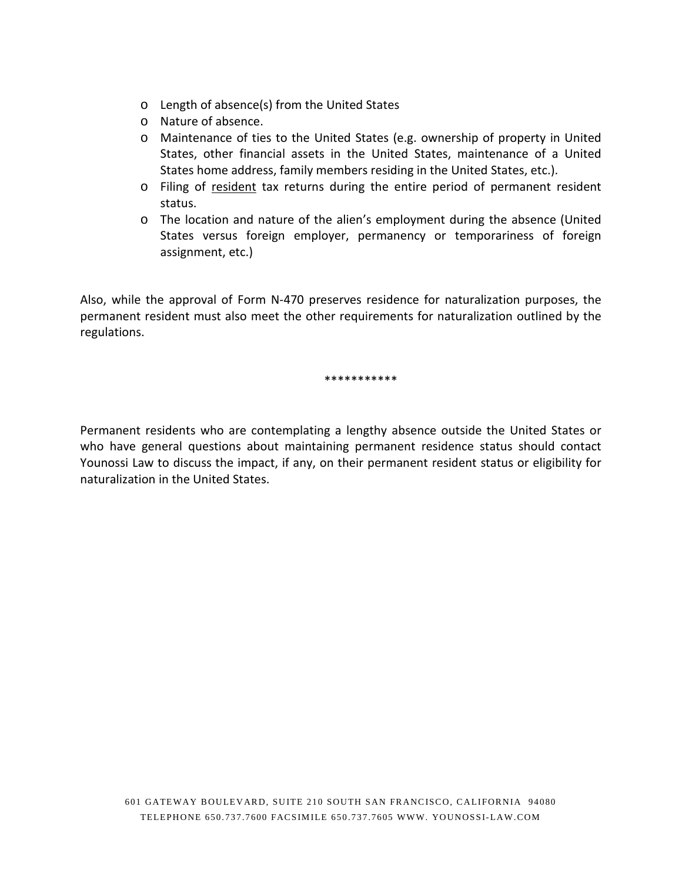- Length of absence(s) from the United States
- Nature of absence.
- Maintenance of ties to the United States (e.g. ownership of property in United States, other financial assets in the United States, maintenance of a United States home address, family members residing in the United States, etc.).
- Filing of <u>resident</u> tax returns during the entire period of permanent resident status.
- The location and nature of the alien's employment during the absence (United States versus foreign employer, permanency or temporariness of foreign assignment, etc.)

Also, while the approval of Form N-470 preserves residence for naturalization purposes, the permanent resident must also meet the other requirements for naturalization outlined by the regulations.

***********

Permanent residents who are contemplating a lengthy absence outside the United States or who have general questions about maintaining permanent residence status should contact Younossi Law to discuss the impact, if any, on their permanent resident status or eligibility for naturalization in the United States.